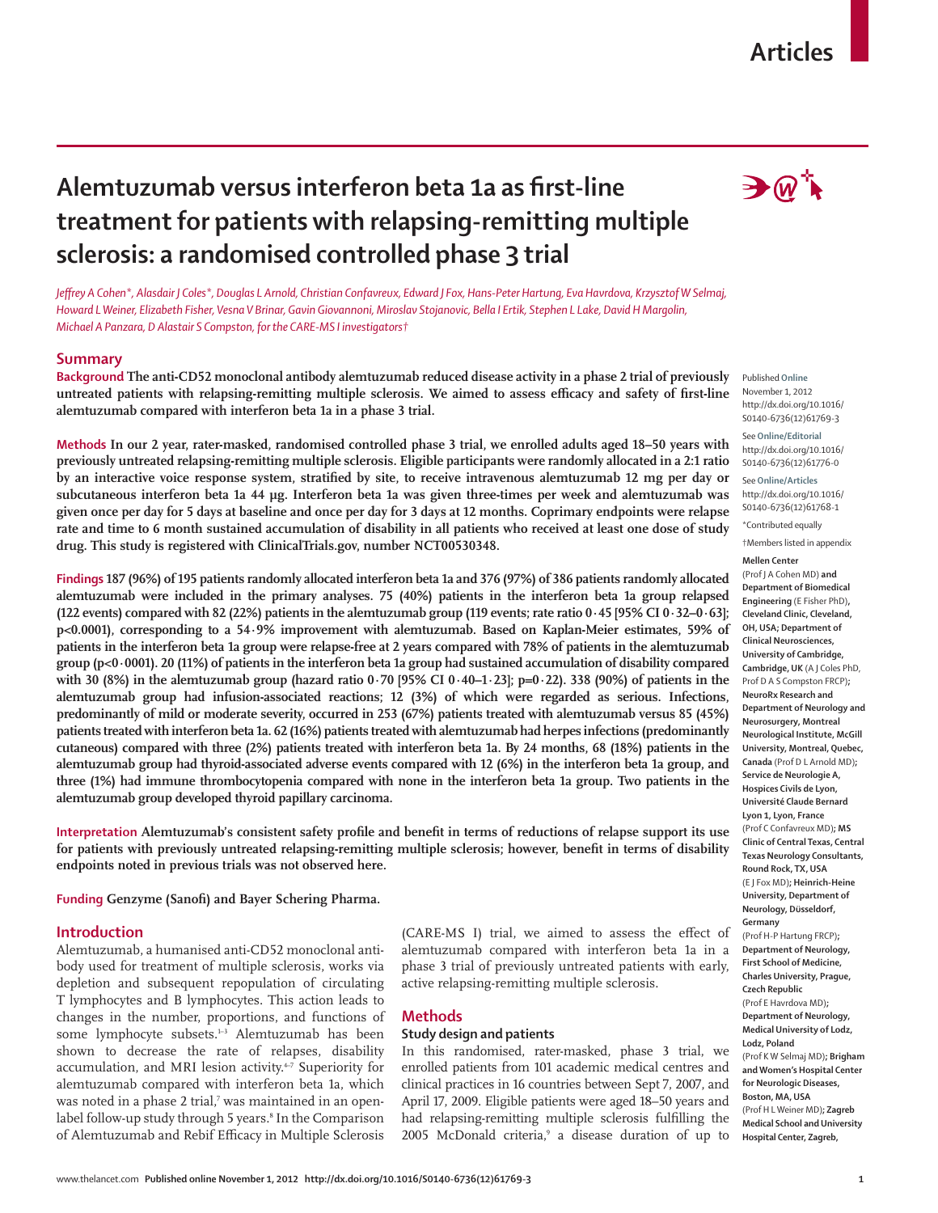# Alemtuzumab versus interferon beta 1a as first-line treatment for patients with relapsing-remitting multiple sclerosis: a randomised controlled phase 3 trial

*Jeffrey A Cohen\*, Alasdair J Coles\*, Douglas L Arnold, Christian Confavreux, Edward J Fox, Hans-Peter Hartung, Eva Havrdova, Krzysztof W Selmaj, Howard L Weiner, Elizabeth Fisher, Vesna V Brinar, Gavin Giovannoni, Miroslav Stojanovic, Bella I Ertik, Stephen L Lake, David H Margolin, Michael A Panzara, D Alastair S Compston, for the CARE-MS I investigators†*

## Summary

**Background** The anti-CD52 monoclonal antibody alemtuzumab reduced disease activity in a phase 2 trial of previously untreated patients with relapsing-remitting multiple sclerosis. We aimed to assess efficacy and safety of first-line alemtuzumab compared with interferon beta 1a in a phase 3 trial.

**Methods** In our 2 year, rater-masked, randomised controlled phase 3 trial, we enrolled adults aged 18–50 years with previously untreated relapsing-remitting multiple sclerosis. Eligible participants were randomly allocated in a 2:1 ratio by an interactive voice response system, stratified by site, to receive intravenous alemtuzumab 12 mg per day or subcutaneous interferon beta 1a 44 μg. Interferon beta 1a was given three-times per week and alemtuzumab was given once per day for 5 days at baseline and once per day for 3 days at 12 months. Coprimary endpoints were relapse rate and time to 6 month sustained accumulation of disability in all patients who received at least one dose of study drug. This study is registered with ClinicalTrials.gov, number NCT00530348.

**Findings** 187 (96%) of 195 patients randomly allocated interferon beta 1a and 376 (97%) of 386 patients randomly allocated alemtuzumab were included in the primary analyses. 75 (40%) patients in the interferon beta 1a group relapsed (122 events) compared with 82 (22%) patients in the alemtuzumab group (119 events; rate ratio 0·45 [95% CI 0·32–0·63]; p<0·0001), corresponding to a 54·9% improvement with alemtuzumab. Based on Kaplan-Meier estimates, 59% of patients in the interferon beta 1a group were relapse-free at 2 years compared with 78% of patients in the alemtuzumab group (p<0·0001). 20 (11%) of patients in the interferon beta 1a group had sustained accumulation of disability compared with 30 (8%) in the alemtuzumab group (hazard ratio 0·70 [95% CI 0·40–1·23]; p=0·22). 338 (90%) of patients in the alemtuzumab group had infusion-associated reactions; 12 (3%) of which were regarded as serious. Infections, predominantly of mild or moderate severity, occurred in 253 (67%) patients treated with alemtuzumab versus 85 (45%) patients treated with interferon beta 1a. 62 (16%) patients treated with alemtuzumab had herpes infections (predominantly cutaneous) compared with three (2%) patients treated with interferon beta 1a. By 24 months, 68 (18%) patients in the alemtuzumab group had thyroid-associated adverse events compared with 12 (6%) in the interferon beta 1a group, and three (1%) had immune thrombocytopenia compared with none in the interferon beta 1a group. Two patients in the alemtuzumab group developed thyroid papillary carcinoma.

**Interpretation** Alemtuzumab's consistent safety profile and benefit in terms of reductions of relapse support its use for patients with previously untreated relapsing-remitting multiple sclerosis; however, benefit in terms of disability endpoints noted in previous trials was not observed here.

**Funding** Genzyme (Sanofi) and Bayer Schering Pharma.

Published **Online** November 1, 2012 http://dx.doi.org/10.1016/S0140-6736(12)61769-3

See **Online/Editorial** http://dx.doi.org/10.1016/S0140-6736(12)61776-0

See **Online/Articles** http://dx.doi.org/10.1016/S0140-6736(12)61768-1

\*Contributed equally

†Members listed in appendix

**Mellen Center** (Prof J A Cohen MD) **and Department of Biomedical Engineering** (E Fisher PhD)**, Cleveland Clinic, Cleveland, OH, USA; Department of Clinical Neurosciences, University of Cambridge, Cambridge, UK** (A J Coles PhD, Prof D A S Compston FRCP)**; NeuroRx Research and Department of Neurology and Neurosurgery, Montreal Neurological Institute, McGill University, Montreal, Quebec, Canada** (Prof D L Arnold MD)**; Service de Neurologie A, Hospices Civils de Lyon, Université Claude Bernard Lyon 1, Lyon, France** (Prof C Confavreux MD)**; MS Clinic of Central Texas, Central Texas Neurology Consultants, Round Rock, TX, USA** (E J Fox MD)**; Heinrich-Heine University, Department of Neurology, Düsseldorf, Germany** (Prof H-P Hartung FRCP)**; Department of Neurology, First School of Medicine, Charles University, Prague, Czech Republic** (Prof E Havrdova MD)**; Department of Neurology, Medical University of Lodz, Lodz, Poland** (Prof K W Selmaj MD)**; Brigham and Women's Hospital Center for Neurologic Diseases, Boston, MA, USA** (Prof H L Weiner MD)**; Zagreb Medical School and University Hospital Center, Zagreb,**

## Introduction

Alemtuzumab, a humanised anti-CD52 monoclonal antibody used for treatment of multiple sclerosis, works via depletion and subsequent repopulation of circulating T lymphocytes and B lymphocytes. This action leads to changes in the number, proportions, and functions of some lymphocyte subsets.[1–3] Alemtuzumab has been shown to decrease the rate of relapses, disability accumulation, and MRI lesion activity.[4–7] Superiority for alemtuzumab compared with interferon beta 1a, which was noted in a phase 2 trial,[7] was maintained in an open-label follow-up study through 5 years.[8] In the Comparison of Alemtuzumab and Rebif Efficacy in Multiple Sclerosis (CARE-MS I) trial, we aimed to assess the effect of alemtuzumab compared with interferon beta 1a in a phase 3 trial of previously untreated patients with early, active relapsing-remitting multiple sclerosis.

## Methods

### Study design and patients

In this randomised, rater-masked, phase 3 trial, we enrolled patients from 101 academic medical centres and clinical practices in 16 countries between Sept 7, 2007, and April 17, 2009. Eligible patients were aged 18–50 years and had relapsing-remitting multiple sclerosis fulfilling the 2005 McDonald criteria,[9] a disease duration of up to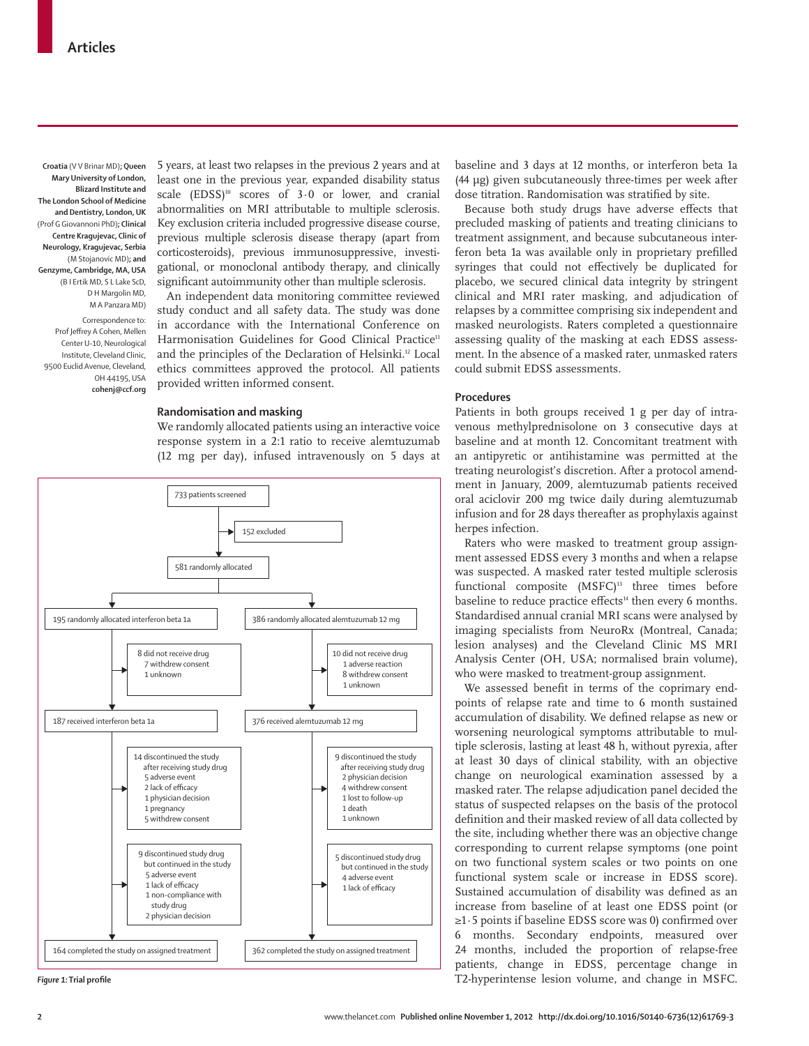Croatia (V V Brinar MD); Queen Mary University of London, Blizard Institute and The London School of Medicine and Dentistry, London, UK (Prof G Giovannoni PhD); Clinical Centre Kragujevac, Clinic of Neurology, Kragujevac, Serbia (M Stojanovic MD); and Genzyme, Cambridge, MA, USA (B I Ertik MD, S L Lake ScD, D H Margolin MD, M A Panzara MD)

Correspondence to: Prof Jeffrey A Cohen, Mellen Center U-10, Neurological Institute, Cleveland Clinic, 9500 Euclid Avenue, Cleveland, OH 44195, USA **cohenj@ccf.org**

5 years, at least two relapses in the previous 2 years and at least one in the previous year, expanded disability status scale (EDSS)[10] scores of 3·0 or lower, and cranial abnormalities on MRI attributable to multiple sclerosis. Key exclusion criteria included progressive disease course, previous multiple sclerosis disease therapy (apart from corticosteroids), previous immunosuppressive, investigational, or monoclonal antibody therapy, and clinically significant autoimmunity other than multiple sclerosis.

An independent data monitoring committee reviewed study conduct and all safety data. The study was done in accordance with the International Conference on Harmonisation Guidelines for Good Clinical Practice[11] and the principles of the Declaration of Helsinki.[12] Local ethics committees approved the protocol. All patients provided written informed consent.

### Randomisation and masking

We randomly allocated patients using an interactive voice response system in a 2:1 ratio to receive alemtuzumab (12 mg per day), infused intravenously on 5 days at baseline and 3 days at 12 months, or interferon beta 1a (44 μg) given subcutaneously three-times per week after dose titration. Randomisation was stratified by site.

Because both study drugs have adverse effects that precluded masking of patients and treating clinicians to treatment assignment, and because subcutaneous interferon beta 1a was available only in proprietary prefilled syringes that could not effectively be duplicated for placebo, we secured clinical data integrity by stringent clinical and MRI rater masking, and adjudication of relapses by a committee comprising six independent and masked neurologists. Raters completed a questionnaire assessing quality of the masking at each EDSS assessment. In the absence of a masked rater, unmasked raters could submit EDSS assessments.

733 patients screened
→ 152 excluded
581 randomly allocated

| Interferon beta 1a | Alemtuzumab 12 mg |
|---|---|
| 195 randomly allocated interferon beta 1a | 386 randomly allocated alemtuzumab 12 mg |
| 8 did not receive drug: 7 withdrew consent; 1 unknown | 10 did not receive drug: 1 adverse reaction; 8 withdrew consent; 1 unknown |
| 187 received interferon beta 1a | 376 received alemtuzumab 12 mg |
| 14 discontinued the study after receiving study drug: 5 adverse event; 2 lack of efficacy; 1 physician decision; 1 pregnancy; 5 withdrew consent | 9 discontinued the study after receiving study drug: 2 physician decision; 4 withdrew consent; 1 lost to follow-up; 1 death; 1 unknown |
| 9 discontinued study drug but continued in the study: 5 adverse event; 1 lack of efficacy; 1 non-compliance with study drug; 2 physician decision | 5 discontinued study drug but continued in the study: 4 adverse event; 1 lack of efficacy |
| 164 completed the study on assigned treatment | 362 completed the study on assigned treatment |

*Figure 1:* **Trial profile**

### Procedures

Patients in both groups received 1 g per day of intravenous methylprednisolone on 3 consecutive days at baseline and at month 12. Concomitant treatment with an antipyretic or antihistamine was permitted at the treating neurologist's discretion. After a protocol amendment in January, 2009, alemtuzumab patients received oral aciclovir 200 mg twice daily during alemtuzumab infusion and for 28 days thereafter as prophylaxis against herpes infection.

Raters who were masked to treatment group assignment assessed EDSS every 3 months and when a relapse was suspected. A masked rater tested multiple sclerosis functional composite (MSFC)[13] three times before baseline to reduce practice effects[14] then every 6 months. Standardised annual cranial MRI scans were analysed by imaging specialists from NeuroRx (Montreal, Canada; lesion analyses) and the Cleveland Clinic MS MRI Analysis Center (OH, USA; normalised brain volume), who were masked to treatment-group assignment.

We assessed benefit in terms of the coprimary endpoints of relapse rate and time to 6 month sustained accumulation of disability. We defined relapse as new or worsening neurological symptoms attributable to multiple sclerosis, lasting at least 48 h, without pyrexia, after at least 30 days of clinical stability, with an objective change on neurological examination assessed by a masked rater. The relapse adjudication panel decided the status of suspected relapses on the basis of the protocol definition and their masked review of all data collected by the site, including whether there was an objective change corresponding to current relapse symptoms (one point on two functional system scales or two points on one functional system scale or increase in EDSS score). Sustained accumulation of disability was defined as an increase from baseline of at least one EDSS point (or ≥1·5 points if baseline EDSS score was 0) confirmed over 6 months. Secondary endpoints, measured over 24 months, included the proportion of relapse-free patients, change in EDSS, percentage change in T2-hyperintense lesion volume, and change in MSFC.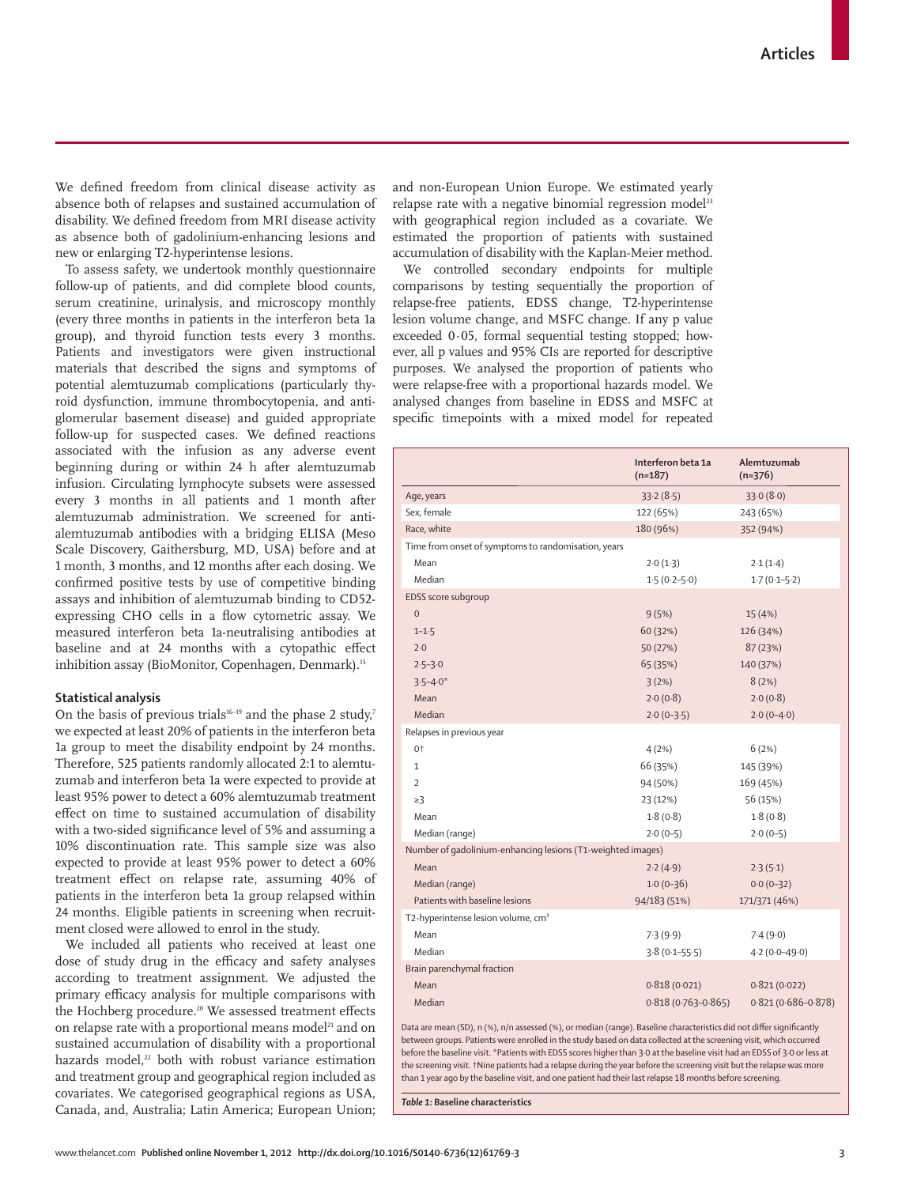We defined freedom from clinical disease activity as absence both of relapses and sustained accumulation of disability. We defined freedom from MRI disease activity as absence both of gadolinium-enhancing lesions and new or enlarging T2-hyperintense lesions.

To assess safety, we undertook monthly questionnaire follow-up of patients, and did complete blood counts, serum creatinine, urinalysis, and microscopy monthly (every three months in patients in the interferon beta 1a group), and thyroid function tests every 3 months. Patients and investigators were given instructional materials that described the signs and symptoms of potential alemtuzumab complications (particularly thyroid dysfunction, immune thrombocytopenia, and anti-glomerular basement disease) and guided appropriate follow-up for suspected cases. We defined reactions associated with the infusion as any adverse event beginning during or within 24 h after alemtuzumab infusion. Circulating lymphocyte subsets were assessed every 3 months in all patients and 1 month after alemtuzumab administration. We screened for anti-alemtuzumab antibodies with a bridging ELISA (Meso Scale Discovery, Gaithersburg, MD, USA) before and at 1 month, 3 months, and 12 months after each dosing. We confirmed positive tests by use of competitive binding assays and inhibition of alemtuzumab binding to CD52-expressing CHO cells in a flow cytometric assay. We measured interferon beta 1a-neutralising antibodies at baseline and at 24 months with a cytopathic effect inhibition assay (BioMonitor, Copenhagen, Denmark).[15]

### Statistical analysis

On the basis of previous trials[16–19] and the phase 2 study,[7] we expected at least 20% of patients in the interferon beta 1a group to meet the disability endpoint by 24 months. Therefore, 525 patients randomly allocated 2:1 to alemtuzumab and interferon beta 1a were expected to provide at least 95% power to detect a 60% alemtuzumab treatment effect on time to sustained accumulation of disability with a two-sided significance level of 5% and assuming a 10% discontinuation rate. This sample size was also expected to provide at least 95% power to detect a 60% treatment effect on relapse rate, assuming 40% of patients in the interferon beta 1a group relapsed within 24 months. Eligible patients in screening when recruitment closed were allowed to enrol in the study.

We included all patients who received at least one dose of study drug in the efficacy and safety analyses according to treatment assignment. We adjusted the primary efficacy analysis for multiple comparisons with the Hochberg procedure.[20] We assessed treatment effects on relapse rate with a proportional means model[21] and on sustained accumulation of disability with a proportional hazards model,[22] both with robust variance estimation and treatment group and geographical region included as covariates. We categorised geographical regions as USA, Canada, and, Australia; Latin America; European Union; and non-European Union Europe. We estimated yearly relapse rate with a negative binomial regression model[23] with geographical region included as a covariate. We estimated the proportion of patients with sustained accumulation of disability with the Kaplan-Meier method.

We controlled secondary endpoints for multiple comparisons by testing sequentially the proportion of relapse-free patients, EDSS change, T2-hyperintense lesion volume change, and MSFC change. If any p value exceeded 0·05, formal sequential testing stopped; however, all p values and 95% CIs are reported for descriptive purposes. We analysed the proportion of patients who were relapse-free with a proportional hazards model. We analysed changes from baseline in EDSS and MSFC at specific timepoints with a mixed model for repeated

| | Interferon beta 1a (n=187) | Alemtuzumab (n=376) |
|---|---|---|
| Age, years | 33·2 (8·5) | 33·0 (8·0) |
| Sex, female | 122 (65%) | 243 (65%) |
| Race, white | 180 (96%) | 352 (94%) |
| Time from onset of symptoms to randomisation, years | | |
| Mean | 2·0 (1·3) | 2·1 (1·4) |
| Median | 1·5 (0·2–5·0) | 1·7 (0·1–5·2) |
| EDSS score subgroup | | |
| 0 | 9 (5%) | 15 (4%) |
| 1–1·5 | 60 (32%) | 126 (34%) |
| 2·0 | 50 (27%) | 87 (23%) |
| 2·5–3·0 | 65 (35%) | 140 (37%) |
| 3·5–4·0* | 3 (2%) | 8 (2%) |
| Mean | 2·0 (0·8) | 2·0 (0·8) |
| Median | 2·0 (0–3·5) | 2·0 (0–4·0) |
| Relapses in previous year | | |
| 0† | 4 (2%) | 6 (2%) |
| 1 | 66 (35%) | 145 (39%) |
| 2 | 94 (50%) | 169 (45%) |
| ≥3 | 23 (12%) | 56 (15%) |
| Mean | 1·8 (0·8) | 1·8 (0·8) |
| Median (range) | 2·0 (0–5) | 2·0 (0–5) |
| Number of gadolinium-enhancing lesions (T1-weighted images) | | |
| Mean | 2·2 (4·9) | 2·3 (5·1) |
| Median (range) | 1·0 (0–36) | 0·0 (0–32) |
| Patients with baseline lesions | 94/183 (51%) | 171/371 (46%) |
| T2-hyperintense lesion volume, cm³ | | |
| Mean | 7·3 (9·9) | 7·4 (9·0) |
| Median | 3·8 (0·1–55·5) | 4·2 (0·0–49·0) |
| Brain parenchymal fraction | | |
| Mean | 0·818 (0·021) | 0·821 (0·022) |
| Median | 0·818 (0·763–0·865) | 0·821 (0·686–0·878) |

Data are mean (SD), n (%), n/n assessed (%), or median (range). Baseline characteristics did not differ significantly between groups. Patients were enrolled in the study based on data collected at the screening visit, which occurred before the baseline visit. *Patients with EDSS scores higher than 3·0 at the baseline visit had an EDSS of 3·0 or less at the screening visit. †Nine patients had a relapse during the year before the screening visit but the relapse was more than 1 year ago by the baseline visit, and one patient had their last relapse 18 months before screening.

*Table 1:* **Baseline characteristics**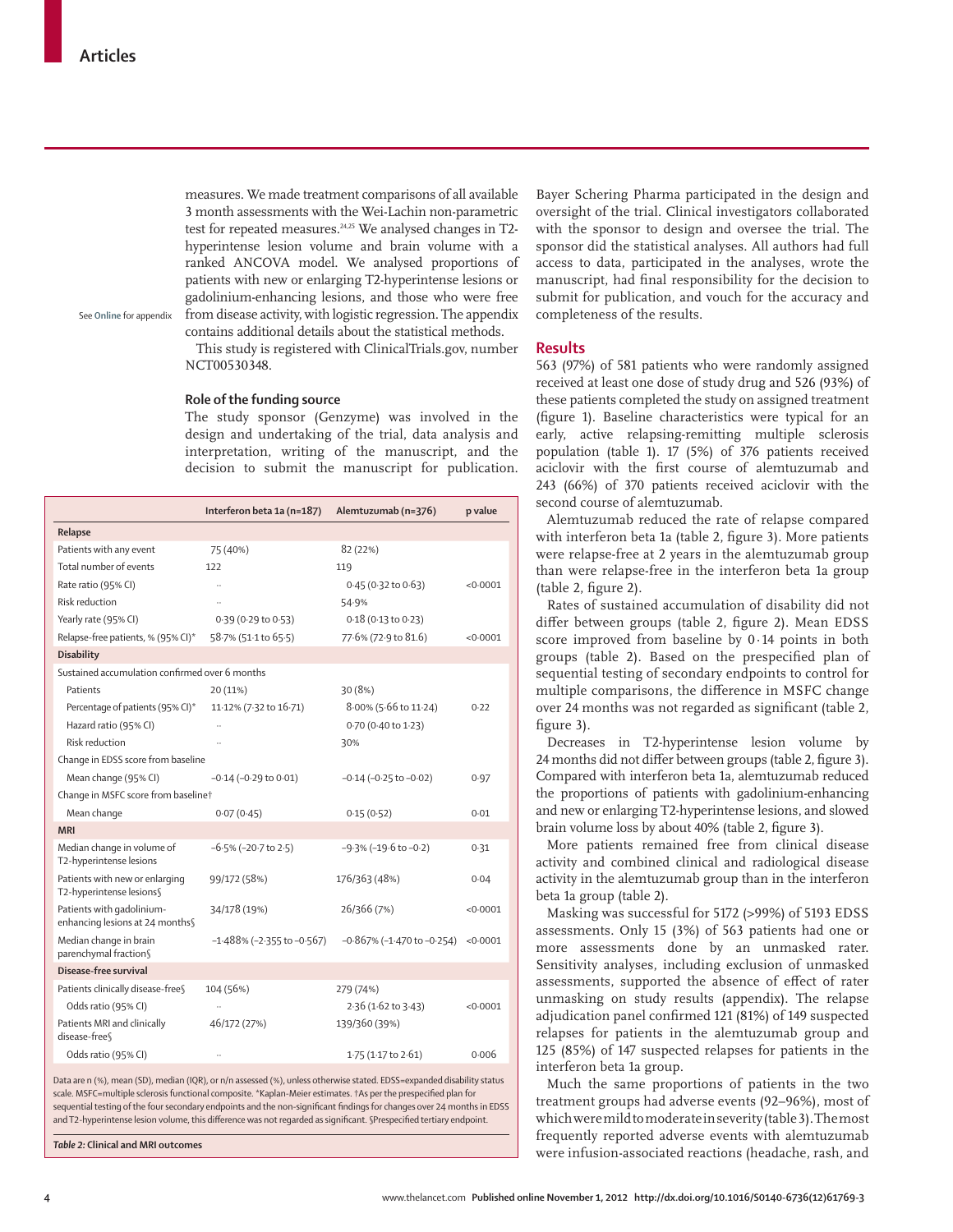measures. We made treatment comparisons of all available 3 month assessments with the Wei-Lachin non-parametric test for repeated measures.[24,25] We analysed changes in T2-hyperintense lesion volume and brain volume with a ranked ANCOVA model. We analysed proportions of patients with new or enlarging T2-hyperintense lesions or gadolinium-enhancing lesions, and those who were free from disease activity, with logistic regression. The appendix contains additional details about the statistical methods.

See Online for appendix

This study is registered with ClinicalTrials.gov, number NCT00530348.

### Role of the funding source

The study sponsor (Genzyme) was involved in the design and undertaking of the trial, data analysis and interpretation, writing of the manuscript, and the decision to submit the manuscript for publication. Bayer Schering Pharma participated in the design and oversight of the trial. Clinical investigators collaborated with the sponsor to design and oversee the trial. The sponsor did the statistical analyses. All authors had full access to data, participated in the analyses, wrote the manuscript, had final responsibility for the decision to submit for publication, and vouch for the accuracy and completeness of the results.

| | Interferon beta 1a (n=187) | Alemtuzumab (n=376) | p value |
|---|---|---|---|
| **Relapse** | | | |
| Patients with any event | 75 (40%) | 82 (22%) | |
| Total number of events | 122 | 119 | |
| Rate ratio (95% CI) | .. | 0·45 (0·32 to 0·63) | <0·0001 |
| Risk reduction | .. | 54·9% | |
| Yearly rate (95% CI) | 0·39 (0·29 to 0·53) | 0·18 (0·13 to 0·23) | |
| Relapse-free patients, % (95% CI)* | 58·7% (51·1 to 65·5) | 77·6% (72·9 to 81·6) | <0·0001 |
| **Disability** | | | |
| Sustained accumulation confirmed over 6 months | | | |
| Patients | 20 (11%) | 30 (8%) | |
| Percentage of patients (95% CI)* | 11·12% (7·32 to 16·71) | 8·00% (5·66 to 11·24) | 0·22 |
| Hazard ratio (95% CI) | .. | 0·70 (0·40 to 1·23) | |
| Risk reduction | .. | 30% | |
| Change in EDSS score from baseline | | | |
| Mean change (95% CI) | −0·14 (−0·29 to 0·01) | −0·14 (−0·25 to −0·02) | 0·97 |
| Change in MSFC score from baseline† | | | |
| Mean change | 0·07 (0·45) | 0·15 (0·52) | 0·01 |
| **MRI** | | | |
| Median change in volume of T2-hyperintense lesions | −6·5% (−20·7 to 2·5) | −9·3% (−19·6 to −0·2) | 0·31 |
| Patients with new or enlarging T2-hyperintense lesions§ | 99/172 (58%) | 176/363 (48%) | 0·04 |
| Patients with gadolinium-enhancing lesions at 24 months§ | 34/178 (19%) | 26/366 (7%) | <0·0001 |
| Median change in brain parenchymal fraction§ | −1·488% (−2·355 to −0·567) | −0·867% (−1·470 to −0·254) | <0·0001 |
| **Disease-free survival** | | | |
| Patients clinically disease-free§ | 104 (56%) | 279 (74%) | |
| Odds ratio (95% CI) | .. | 2·36 (1·62 to 3·43) | <0·0001 |
| Patients MRI and clinically disease-free§ | 46/172 (27%) | 139/360 (39%) | |
| Odds ratio (95% CI) | .. | 1·75 (1·17 to 2·61) | 0·006 |

Data are n (%), mean (SD), median (IQR), or n/n assessed (%), unless otherwise stated. EDSS=expanded disability status scale. MSFC=multiple sclerosis functional composite. *Kaplan-Meier estimates. †As per the prespecified plan for sequential testing of the four secondary endpoints and the non-significant findings for changes over 24 months in EDSS and T2-hyperintense lesion volume, this difference was not regarded as significant. §Prespecified tertiary endpoint.

*Table 2:* **Clinical and MRI outcomes**

## Results

563 (97%) of 581 patients who were randomly assigned received at least one dose of study drug and 526 (93%) of these patients completed the study on assigned treatment (figure 1). Baseline characteristics were typical for an early, active relapsing-remitting multiple sclerosis population (table 1). 17 (5%) of 376 patients received aciclovir with the first course of alemtuzumab and 243 (66%) of 370 patients received aciclovir with the second course of alemtuzumab.

Alemtuzumab reduced the rate of relapse compared with interferon beta 1a (table 2, figure 3). More patients were relapse-free at 2 years in the alemtuzumab group than were relapse-free in the interferon beta 1a group (table 2, figure 2).

Rates of sustained accumulation of disability did not differ between groups (table 2, figure 2). Mean EDSS score improved from baseline by 0·14 points in both groups (table 2). Based on the prespecified plan of sequential testing of secondary endpoints to control for multiple comparisons, the difference in MSFC change over 24 months was not regarded as significant (table 2, figure 3).

Decreases in T2-hyperintense lesion volume by 24 months did not differ between groups (table 2, figure 3). Compared with interferon beta 1a, alemtuzumab reduced the proportions of patients with gadolinium-enhancing and new or enlarging T2-hyperintense lesions, and slowed brain volume loss by about 40% (table 2, figure 3).

More patients remained free from clinical disease activity and combined clinical and radiological disease activity in the alemtuzumab group than in the interferon beta 1a group (table 2).

Masking was successful for 5172 (>99%) of 5193 EDSS assessments. Only 15 (3%) of 563 patients had one or more assessments done by an unmasked rater. Sensitivity analyses, including exclusion of unmasked assessments, supported the absence of effect of rater unmasking on study results (appendix). The relapse adjudication panel confirmed 121 (81%) of 149 suspected relapses for patients in the alemtuzumab group and 125 (85%) of 147 suspected relapses for patients in the interferon beta 1a group.

Much the same proportions of patients in the two treatment groups had adverse events (92–96%), most of which were mild to moderate in severity (table 3). The most frequently reported adverse events with alemtuzumab were infusion-associated reactions (headache, rash, and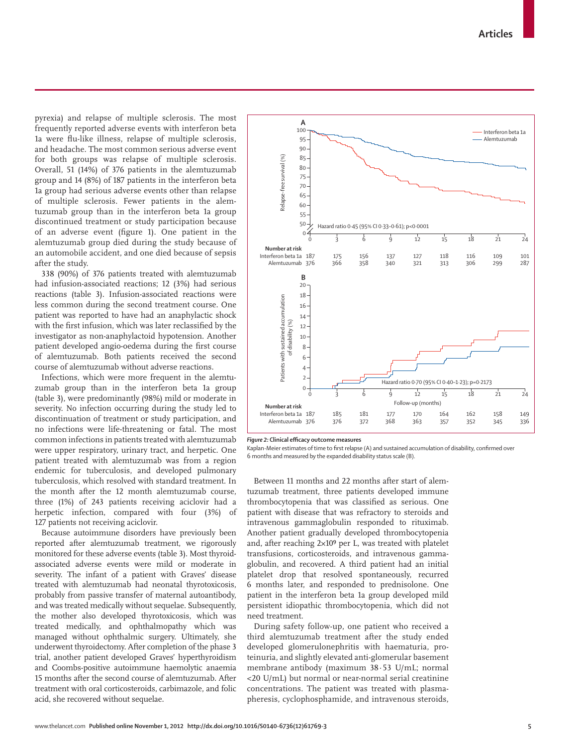pyrexia) and relapse of multiple sclerosis. The most frequently reported adverse events with interferon beta 1a were flu-like illness, relapse of multiple sclerosis, and headache. The most common serious adverse event for both groups was relapse of multiple sclerosis. Overall, 51 (14%) of 376 patients in the alemtuzumab group and 14 (8%) of 187 patients in the interferon beta 1a group had serious adverse events other than relapse of multiple sclerosis. Fewer patients in the alemtuzumab group than in the interferon beta 1a group discontinued treatment or study participation because of an adverse event (figure 1). One patient in the alemtuzumab group died during the study because of an automobile accident, and one died because of sepsis after the study.

338 (90%) of 376 patients treated with alemtuzumab had infusion-associated reactions; 12 (3%) had serious reactions (table 3). Infusion-associated reactions were less common during the second treatment course. One patient was reported to have had an anaphylactic shock with the first infusion, which was later reclassified by the investigator as non-anaphylactoid hypotension. Another patient developed angio-oedema during the first course of alemtuzumab. Both patients received the second course of alemtuzumab without adverse reactions.

Infections, which were more frequent in the alemtuzumab group than in the interferon beta 1a group (table 3), were predominantly (98%) mild or moderate in severity. No infection occurring during the study led to discontinuation of treatment or study participation, and no infections were life-threatening or fatal. The most common infections in patients treated with alemtuzumab were upper respiratory, urinary tract, and herpetic. One patient treated with alemtuzumab was from a region endemic for tuberculosis, and developed pulmonary tuberculosis, which resolved with standard treatment. In the month after the 12 month alemtuzumab course, three (1%) of 243 patients receiving aciclovir had a herpetic infection, compared with four (3%) of 127 patients not receiving aciclovir.

Because autoimmune disorders have previously been reported after alemtuzumab treatment, we rigorously monitored for these adverse events (table 3). Most thyroid-associated adverse events were mild or moderate in severity. The infant of a patient with Graves' disease treated with alemtuzumab had neonatal thyrotoxicosis, probably from passive transfer of maternal autoantibody, and was treated medically without sequelae. Subsequently, the mother also developed thyrotoxicosis, which was treated medically, and ophthalmopathy which was managed without ophthalmic surgery. Ultimately, she underwent thyroidectomy. After completion of the phase 3 trial, another patient developed Graves' hyperthyroidism and Coombs-positive autoimmune haemolytic anaemia 15 months after the second course of alemtuzumab. After treatment with oral corticosteroids, carbimazole, and folic acid, she recovered without sequelae.

| Number at risk (A) | 0 | 3 | 6 | 9 | 12 | 15 | 18 | 21 | 24 |
|---|---|---|---|---|---|---|---|---|---|
| Interferon beta 1a | 187 | 175 | 156 | 137 | 127 | 118 | 116 | 109 | 101 |
| Alemtuzumab | 376 | 366 | 358 | 340 | 321 | 313 | 306 | 299 | 287 |

Hazard ratio 0·45 (95% CI 0·33–0·61); p<0·0001

| Number at risk (B) | 0 | 3 | 6 | 9 | 12 | 15 | 18 | 21 | 24 |
|---|---|---|---|---|---|---|---|---|---|
| Interferon beta 1a | 187 | 185 | 181 | 177 | 170 | 164 | 162 | 158 | 149 |
| Alemtuzumab | 376 | 376 | 372 | 368 | 363 | 357 | 352 | 345 | 336 |

Hazard ratio 0·70 (95% CI 0·40–1·23); p=0·2173

*Figure 2:* **Clinical efficacy outcome measures**
Kaplan-Meier estimates of time to first relapse (A) and sustained accumulation of disability, confirmed over 6 months and measured by the expanded disability status scale (B).

Between 11 months and 22 months after start of alemtuzumab treatment, three patients developed immune thrombocytopenia that was classified as serious. One patient with disease that was refractory to steroids and intravenous gammaglobulin responded to rituximab. Another patient gradually developed thrombocytopenia and, after reaching $2\times10^9$ per L, was treated with platelet transfusions, corticosteroids, and intravenous gammaglobulin, and recovered. A third patient had an initial platelet drop that resolved spontaneously, recurred 6 months later, and responded to prednisolone. One patient in the interferon beta 1a group developed mild persistent idiopathic thrombocytopenia, which did not need treatment.

During safety follow-up, one patient who received a third alemtuzumab treatment after the study ended developed glomerulonephritis with haematuria, proteinuria, and slightly elevated anti-glomerular basement membrane antibody (maximum 38·53 U/mL; normal <20 U/mL) but normal or near-normal serial creatinine concentrations. The patient was treated with plasmapheresis, cyclophosphamide, and intravenous steroids,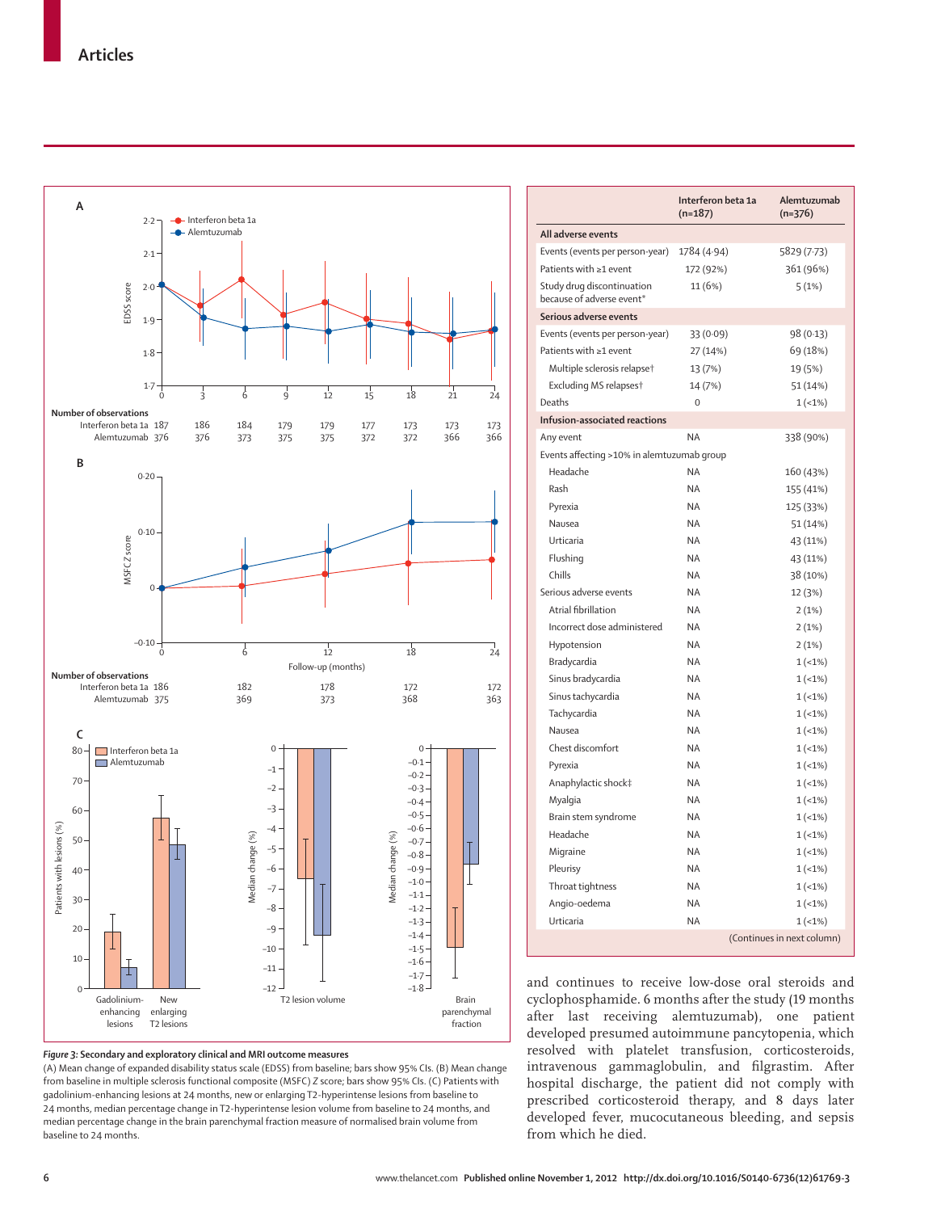*Figure 3:* **Secondary and exploratory clinical and MRI outcome measures**

(A) Mean change of expanded disability status scale (EDSS) from baseline; bars show 95% CIs. (B) Mean change from baseline in multiple sclerosis functional composite (MSFC) Z score; bars show 95% CIs. (C) Patients with gadolinium-enhancing lesions at 24 months, new or enlarging T2-hyperintense lesions from baseline to 24 months, median percentage change in T2-hyperintense lesion volume from baseline to 24 months, and median percentage change in the brain parenchymal fraction measure of normalised brain volume from baseline to 24 months.

| | Interferon beta 1a (n=187) | Alemtuzumab (n=376) |
|---|---|---|
| **All adverse events** | | |
| Events (events per person-year) | 1784 (4·94) | 5829 (7·73) |
| Patients with ≥1 event | 172 (92%) | 361 (96%) |
| Study drug discontinuation because of adverse event* | 11 (6%) | 5 (1%) |
| **Serious adverse events** | | |
| Events (events per person-year) | 33 (0·09) | 98 (0·13) |
| Patients with ≥1 event | 27 (14%) | 69 (18%) |
| Multiple sclerosis relapse† | 13 (7%) | 19 (5%) |
| Excluding MS relapses† | 14 (7%) | 51 (14%) |
| Deaths | 0 | 1 (<1%) |
| **Infusion-associated reactions** | | |
| Any event | NA | 338 (90%) |
| Events affecting >10% in alemtuzumab group | | |
| Headache | NA | 160 (43%) |
| Rash | NA | 155 (41%) |
| Pyrexia | NA | 125 (33%) |
| Nausea | NA | 51 (14%) |
| Urticaria | NA | 43 (11%) |
| Flushing | NA | 43 (11%) |
| Chills | NA | 38 (10%) |
| Serious adverse events | NA | 12 (3%) |
| Atrial fibrillation | NA | 2 (1%) |
| Incorrect dose administered | NA | 2 (1%) |
| Hypotension | NA | 2 (1%) |
| Bradycardia | NA | 1 (<1%) |
| Sinus bradycardia | NA | 1 (<1%) |
| Sinus tachycardia | NA | 1 (<1%) |
| Tachycardia | NA | 1 (<1%) |
| Nausea | NA | 1 (<1%) |
| Chest discomfort | NA | 1 (<1%) |
| Pyrexia | NA | 1 (<1%) |
| Anaphylactic shock‡ | NA | 1 (<1%) |
| Myalgia | NA | 1 (<1%) |
| Brain stem syndrome | NA | 1 (<1%) |
| Headache | NA | 1 (<1%) |
| Migraine | NA | 1 (<1%) |
| Pleurisy | NA | 1 (<1%) |
| Throat tightness | NA | 1 (<1%) |
| Angio-oedema | NA | 1 (<1%) |
| Urticaria | NA | 1 (<1%) |

(Continues in next column)

and continues to receive low-dose oral steroids and cyclophosphamide. 6 months after the study (19 months after last receiving alemtuzumab), one patient developed presumed autoimmune pancytopenia, which resolved with platelet transfusion, corticosteroids, intravenous gammaglobulin, and filgrastim. After hospital discharge, the patient did not comply with prescribed corticosteroid therapy, and 8 days later developed fever, mucocutaneous bleeding, and sepsis from which he died.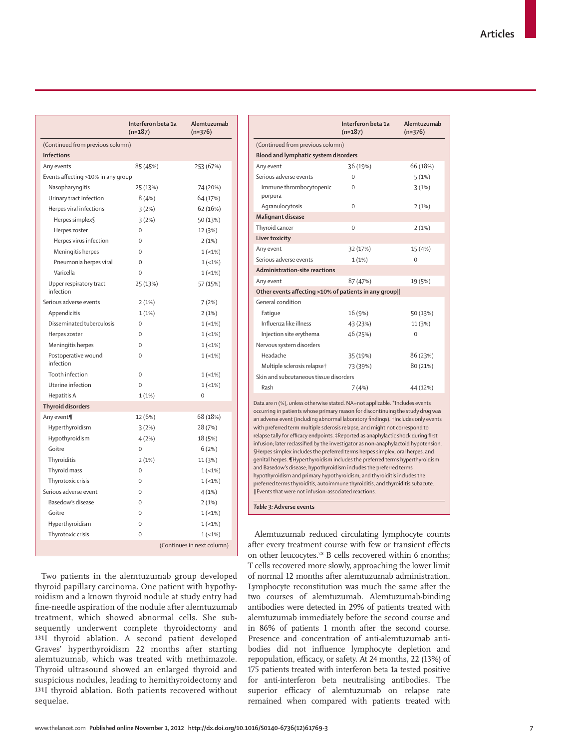| | Interferon beta 1a (n=187) | Alemtuzumab (n=376) |
|---|---|---|
| (Continued from previous column) | | |
| **Infections** | | |
| Any events | 85 (45%) | 253 (67%) |
| Events affecting >10% in any group | | |
| Nasopharyngitis | 25 (13%) | 74 (20%) |
| Urinary tract infection | 8 (4%) | 64 (17%) |
| Herpes viral infections | 3 (2%) | 62 (16%) |
| Herpes simplex§ | 3 (2%) | 50 (13%) |
| Herpes zoster | 0 | 12 (3%) |
| Herpes virus infection | 0 | 2 (1%) |
| Meningitis herpes | 0 | 1 (<1%) |
| Pneumonia herpes viral | 0 | 1 (<1%) |
| Varicella | 0 | 1 (<1%) |
| Upper respiratory tract infection | 25 (13%) | 57 (15%) |
| Serious adverse events | 2 (1%) | 7 (2%) |
| Appendicitis | 1 (1%) | 2 (1%) |
| Disseminated tuberculosis | 0 | 1 (<1%) |
| Herpes zoster | 0 | 1 (<1%) |
| Meningitis herpes | 0 | 1 (<1%) |
| Postoperative wound infection | 0 | 1 (<1%) |
| Tooth infection | 0 | 1 (<1%) |
| Uterine infection | 0 | 1 (<1%) |
| Hepatitis A | 1 (1%) | 0 |
| **Thyroid disorders** | | |
| Any event¶ | 12 (6%) | 68 (18%) |
| Hyperthyroidism | 3 (2%) | 28 (7%) |
| Hypothyroidism | 4 (2%) | 18 (5%) |
| Goitre | 0 | 6 (2%) |
| Thyroiditis | 2 (1%) | 11 (3%) |
| Thyroid mass | 0 | 1 (<1%) |
| Thyrotoxic crisis | 0 | 1 (<1%) |
| Serious adverse event | 0 | 4 (1%) |
| Basedow's disease | 0 | 2 (1%) |
| Goitre | 0 | 1 (<1%) |
| Hyperthyroidism | 0 | 1 (<1%) |
| Thyrotoxic crisis | 0 | 1 (<1%) |
| **Blood and lymphatic system disorders** | | |
| Any event | 36 (19%) | 66 (18%) |
| Serious adverse events | 0 | 5 (1%) |
| Immune thrombocytopenic purpura | 0 | 3 (1%) |
| Agranulocytosis | 0 | 2 (1%) |
| **Malignant disease** | | |
| Thyroid cancer | 0 | 2 (1%) |
| **Liver toxicity** | | |
| Any event | 32 (17%) | 15 (4%) |
| Serious adverse events | 1 (1%) | 0 |
| **Administration-site reactions** | | |
| Any event | 87 (47%) | 19 (5%) |
| **Other events affecting >10% of patients in any group‖** | | |
| General condition | | |
| Fatigue | 16 (9%) | 50 (13%) |
| Influenza like illness | 43 (23%) | 11 (3%) |
| Injection site erythema | 46 (25%) | 0 |
| Nervous system disorders | | |
| Headache | 35 (19%) | 86 (23%) |
| Multiple sclerosis relapse† | 73 (39%) | 80 (21%) |
| Skin and subcutaneous tissue disorders | | |
| Rash | 7 (4%) | 44 (12%) |

Data are n (%), unless otherwise stated. NA=not applicable. *Includes events occurring in patients whose primary reason for discontinuing the study drug was an adverse event (including abnormal laboratory findings). †Includes only events with preferred term multiple sclerosis relapse, and might not correspond to relapse tally for efficacy endpoints. ‡Reported as anaphylactic shock during first infusion; later reclassified by the investigator as non-anaphylactoid hypotension. §Herpes simplex includes the preferred terms herpes simplex, oral herpes, and genital herpes. ¶Hyperthyroidism includes the preferred terms hyperthyroidism and Basedow's disease; hypothyroidism includes the preferred terms hypothyroidism and primary hypothyroidism; and thyroiditis includes the preferred terms thyroiditis, autoimmune thyroiditis, and thyroiditis subacute. ‖Events that were not infusion-associated reactions.

*Table 3:* **Adverse events**

Two patients in the alemtuzumab group developed thyroid papillary carcinoma. One patient with hypothyroidism and a known thyroid nodule at study entry had fine-needle aspiration of the nodule after alemtuzumab treatment, which showed abnormal cells. She subsequently underwent complete thyroidectomy and $^{131}$I thyroid ablation. A second patient developed Graves' hyperthyroidism 22 months after starting alemtuzumab, which was treated with methimazole. Thyroid ultrasound showed an enlarged thyroid and suspicious nodules, leading to hemithyroidectomy and $^{131}$I thyroid ablation. Both patients recovered without sequelae.

Alemtuzumab reduced circulating lymphocyte counts after every treatment course with few or transient effects on other leucocytes.[7,8] B cells recovered within 6 months; T cells recovered more slowly, approaching the lower limit of normal 12 months after alemtuzumab administration. Lymphocyte reconstitution was much the same after the two courses of alemtuzumab. Alemtuzumab-binding antibodies were detected in 29% of patients treated with alemtuzumab immediately before the second course and in 86% of patients 1 month after the second course. Presence and concentration of anti-alemtuzumab antibodies did not influence lymphocyte depletion and repopulation, efficacy, or safety. At 24 months, 22 (13%) of 175 patients treated with interferon beta 1a tested positive for anti-interferon beta neutralising antibodies. The superior efficacy of alemtuzumab on relapse rate remained when compared with patients treated with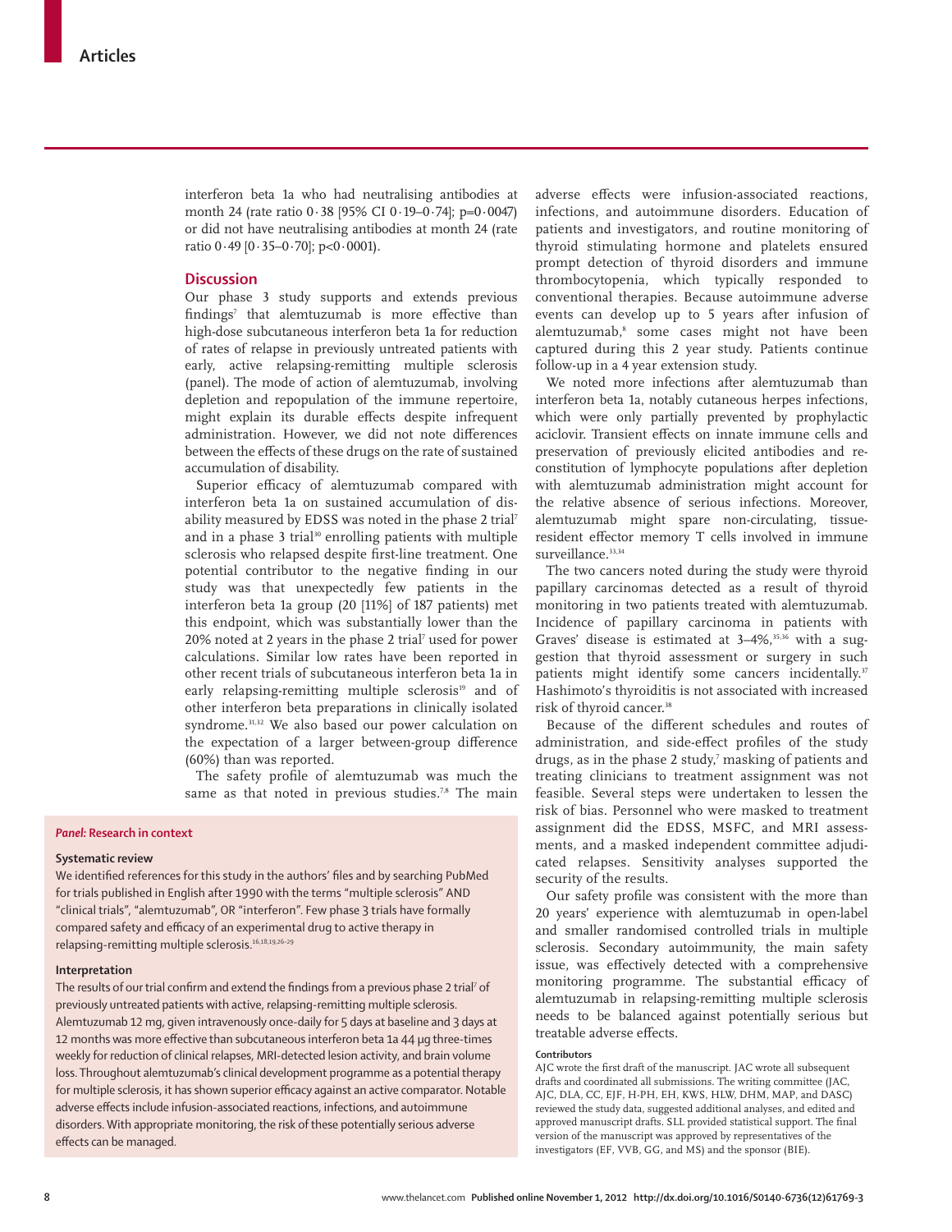interferon beta 1a who had neutralising antibodies at month 24 (rate ratio 0·38 [95% CI 0·19–0·74]; p=0·0047) or did not have neutralising antibodies at month 24 (rate ratio 0·49 [0·35–0·70]; p<0·0001).

## Discussion

Our phase 3 study supports and extends previous findings[7] that alemtuzumab is more effective than high-dose subcutaneous interferon beta 1a for reduction of rates of relapse in previously untreated patients with early, active relapsing-remitting multiple sclerosis (panel). The mode of action of alemtuzumab, involving depletion and repopulation of the immune repertoire, might explain its durable effects despite infrequent administration. However, we did not note differences between the effects of these drugs on the rate of sustained accumulation of disability.

Superior efficacy of alemtuzumab compared with interferon beta 1a on sustained accumulation of disability measured by EDSS was noted in the phase 2 trial[7] and in a phase 3 trial[30] enrolling patients with multiple sclerosis who relapsed despite first-line treatment. One potential contributor to the negative finding in our study was that unexpectedly few patients in the interferon beta 1a group (20 [11%] of 187 patients) met this endpoint, which was substantially lower than the 20% noted at 2 years in the phase 2 trial[7] used for power calculations. Similar low rates have been reported in other recent trials of subcutaneous interferon beta 1a in early relapsing-remitting multiple sclerosis[19] and of other interferon beta preparations in clinically isolated syndrome.[31,32] We also based our power calculation on the expectation of a larger between-group difference (60%) than was reported.

The safety profile of alemtuzumab was much the same as that noted in previous studies.[7,8] The main adverse effects were infusion-associated reactions, infections, and autoimmune disorders. Education of patients and investigators, and routine monitoring of thyroid stimulating hormone and platelets ensured prompt detection of thyroid disorders and immune thrombocytopenia, which typically responded to conventional therapies. Because autoimmune adverse events can develop up to 5 years after infusion of alemtuzumab,[8] some cases might not have been captured during this 2 year study. Patients continue follow-up in a 4 year extension study.

We noted more infections after alemtuzumab than interferon beta 1a, notably cutaneous herpes infections, which were only partially prevented by prophylactic aciclovir. Transient effects on innate immune cells and preservation of previously elicited antibodies and reconstitution of lymphocyte populations after depletion with alemtuzumab administration might account for the relative absence of serious infections. Moreover, alemtuzumab might spare non-circulating, tissue-resident effector memory T cells involved in immune surveillance.[33,34]

The two cancers noted during the study were thyroid papillary carcinomas detected as a result of thyroid monitoring in two patients treated with alemtuzumab. Incidence of papillary carcinoma in patients with Graves' disease is estimated at 3–4%,[35,36] with a suggestion that thyroid assessment or surgery in such patients might identify some cancers incidentally.[37] Hashimoto's thyroiditis is not associated with increased risk of thyroid cancer.[38]

Because of the different schedules and routes of administration, and side-effect profiles of the study drugs, as in the phase 2 study,[7] masking of patients and treating clinicians to treatment assignment was not feasible. Several steps were undertaken to lessen the risk of bias. Personnel who were masked to treatment assignment did the EDSS, MSFC, and MRI assessments, and a masked independent committee adjudicated relapses. Sensitivity analyses supported the security of the results.

Our safety profile was consistent with the more than 20 years' experience with alemtuzumab in open-label and smaller randomised controlled trials in multiple sclerosis. Secondary autoimmunity, the main safety issue, was effectively detected with a comprehensive monitoring programme. The substantial efficacy of alemtuzumab in relapsing-remitting multiple sclerosis needs to be balanced against potentially serious but treatable adverse effects.

### *Panel:* Research in context

**Systematic review**

We identified references for this study in the authors' files and by searching PubMed for trials published in English after 1990 with the terms "multiple sclerosis" AND "clinical trials", "alemtuzumab", OR "interferon". Few phase 3 trials have formally compared safety and efficacy of an experimental drug to active therapy in relapsing-remitting multiple sclerosis.[16,18,19,26–29]

**Interpretation**

The results of our trial confirm and extend the findings from a previous phase 2 trial[7] of previously untreated patients with active, relapsing-remitting multiple sclerosis. Alemtuzumab 12 mg, given intravenously once-daily for 5 days at baseline and 3 days at 12 months was more effective than subcutaneous interferon beta 1a 44 μg three-times weekly for reduction of clinical relapses, MRI-detected lesion activity, and brain volume loss. Throughout alemtuzumab's clinical development programme as a potential therapy for multiple sclerosis, it has shown superior efficacy against an active comparator. Notable adverse effects include infusion-associated reactions, infections, and autoimmune disorders. With appropriate monitoring, the risk of these potentially serious adverse effects can be managed.

#### Contributors

AJC wrote the first draft of the manuscript. JAC wrote all subsequent drafts and coordinated all submissions. The writing committee (JAC, AJC, DLA, CC, EJF, H-PH, EH, KWS, HLW, DHM, MAP, and DASC) reviewed the study data, suggested additional analyses, and edited and approved manuscript drafts. SLL provided statistical support. The final version of the manuscript was approved by representatives of the investigators (EF, VVB, GG, and MS) and the sponsor (BIE).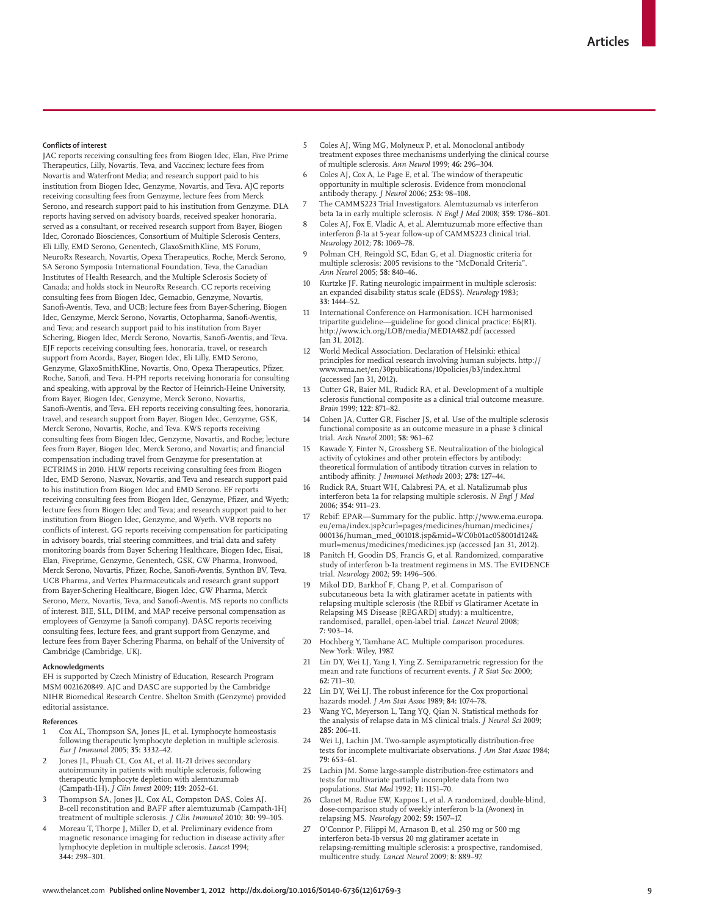### Conflicts of interest

JAC reports receiving consulting fees from Biogen Idec, Elan, Five Prime Therapeutics, Lilly, Novartis, Teva, and Vaccinex; lecture fees from Novartis and Waterfront Media; and research support paid to his institution from Biogen Idec, Genzyme, Novartis, and Teva. AJC reports receiving consulting fees from Genzyme, lecture fees from Merck Serono, and research support paid to his institution from Genzyme. DLA reports having served on advisory boards, received speaker honoraria, served as a consultant, or received research support from Bayer, Biogen Idec, Coronado Biosciences, Consortium of Multiple Sclerosis Centers, Eli Lilly, EMD Serono, Genentech, GlaxoSmithKline, MS Forum, NeuroRx Research, Novartis, Opexa Therapeutics, Roche, Merck Serono, SA Serono Symposia International Foundation, Teva, the Canadian Institutes of Health Research, and the Multiple Sclerosis Society of Canada; and holds stock in NeuroRx Research. CC reports receiving consulting fees from Biogen Idec, Gemacbio, Genzyme, Novartis, Sanofi-Aventis, Teva, and UCB; lecture fees from Bayer-Schering, Biogen Idec, Genzyme, Merck Serono, Novartis, Octopharma, Sanofi-Aventis, and Teva; and research support paid to his institution from Bayer Schering, Biogen Idec, Merck Serono, Novartis, Sanofi-Aventis, and Teva. EJF reports receiving consulting fees, honoraria, travel, or research support from Acorda, Bayer, Biogen Idec, Eli Lilly, EMD Serono, Genzyme, GlaxoSmithKline, Novartis, Ono, Opexa Therapeutics, Pfizer, Roche, Sanofi, and Teva. H-PH reports receiving honoraria for consulting and speaking, with approval by the Rector of Heinrich-Heine University, from Bayer, Biogen Idec, Genzyme, Merck Serono, Novartis, Sanofi-Aventis, and Teva. EH reports receiving consulting fees, honoraria, travel, and research support from Bayer, Biogen Idec, Genzyme, GSK, Merck Serono, Novartis, Roche, and Teva. KWS reports receiving consulting fees from Biogen Idec, Genzyme, Novartis, and Roche; lecture fees from Bayer, Biogen Idec, Merck Serono, and Novartis; and financial compensation including travel from Genzyme for presentation at ECTRIMS in 2010. HLW reports receiving consulting fees from Biogen Idec, EMD Serono, Nasvax, Novartis, and Teva and research support paid to his institution from Biogen Idec and EMD Serono. EF reports receiving consulting fees from Biogen Idec, Genzyme, Pfizer, and Wyeth; lecture fees from Biogen Idec and Teva; and research support paid to her institution from Biogen Idec, Genzyme, and Wyeth. VVB reports no conflicts of interest. GG reports receiving compensation for participating in advisory boards, trial steering committees, and trial data and safety monitoring boards from Bayer Schering Healthcare, Biogen Idec, Eisai, Elan, Fiveprime, Genzyme, Genentech, GSK, GW Pharma, Ironwood, Merck Serono, Novartis, Pfizer, Roche, Sanofi-Aventis, Synthon BV, Teva, UCB Pharma, and Vertex Pharmaceuticals and research grant support from Bayer-Schering Healthcare, Biogen Idec, GW Pharma, Merck Serono, Merz, Novartis, Teva, and Sanofi-Aventis. MS reports no conflicts of interest. BIE, SLL, DHM, and MAP receive personal compensation as employees of Genzyme (a Sanofi company). DASC reports receiving consulting fees, lecture fees, and grant support from Genzyme, and lecture fees from Bayer Schering Pharma, on behalf of the University of Cambridge (Cambridge, UK).

### Acknowledgments

EH is supported by Czech Ministry of Education, Research Program MSM 0021620849. AJC and DASC are supported by the Cambridge NIHR Biomedical Research Centre. Shelton Smith (Genzyme) provided editorial assistance.

### References

1. Cox AL, Thompson SA, Jones JL, et al. Lymphocyte homeostasis following therapeutic lymphocyte depletion in multiple sclerosis. *Eur J Immunol* 2005; **35:** 3332–42.
2. Jones JL, Phuah CL, Cox AL, et al. IL-21 drives secondary autoimmunity in patients with multiple sclerosis, following therapeutic lymphocyte depletion with alemtuzumab (Campath-1H). *J Clin Invest* 2009; **119:** 2052–61.
3. Thompson SA, Jones JL, Cox AL, Compston DAS, Coles AJ. B-cell reconstitution and BAFF after alemtuzumab (Campath-1H) treatment of multiple sclerosis. *J Clin Immunol* 2010; **30:** 99–105.
4. Moreau T, Thorpe J, Miller D, et al. Preliminary evidence from magnetic resonance imaging for reduction in disease activity after lymphocyte depletion in multiple sclerosis. *Lancet* 1994; **344:** 298–301.
5. Coles AJ, Wing MG, Molyneux P, et al. Monoclonal antibody treatment exposes three mechanisms underlying the clinical course of multiple sclerosis. *Ann Neurol* 1999; **46:** 296–304.
6. Coles AJ, Cox A, Le Page E, et al. The window of therapeutic opportunity in multiple sclerosis. Evidence from monoclonal antibody therapy. *J Neurol* 2006; **253:** 98–108.
7. The CAMMS223 Trial Investigators. Alemtuzumab vs interferon beta 1a in early multiple sclerosis. *N Engl J Med* 2008; **359:** 1786–801.
8. Coles AJ, Fox E, Vladic A, et al. Alemtuzumab more effective than interferon β-1a at 5-year follow-up of CAMMS223 clinical trial. *Neurology* 2012; **78:** 1069–78.
9. Polman CH, Reingold SC, Edan G, et al. Diagnostic criteria for multiple sclerosis: 2005 revisions to the "McDonald Criteria". *Ann Neurol* 2005; **58:** 840–46.
10. Kurtzke JF. Rating neurologic impairment in multiple sclerosis: an expanded disability status scale (EDSS). *Neurology* 1983; **33:** 1444–52.
11. International Conference on Harmonisation. ICH harmonised tripartite guideline—guideline for good clinical practice: E6(R1). http://www.ich.org/LOB/media/MEDIA482.pdf (accessed Jan 31, 2012).
12. World Medical Association. Declaration of Helsinki: ethical principles for medical research involving human subjects. http://www.wma.net/en/30publications/10policies/b3/index.html (accessed Jan 31, 2012).
13. Cutter GR, Baier ML, Rudick RA, et al. Development of a multiple sclerosis functional composite as a clinical trial outcome measure. *Brain* 1999; **122:** 871–82.
14. Cohen JA, Cutter GR, Fischer JS, et al. Use of the multiple sclerosis functional composite as an outcome measure in a phase 3 clinical trial. *Arch Neurol* 2001; **58:** 961–67.
15. Kawade Y, Finter N, Grossberg SE. Neutralization of the biological activity of cytokines and other protein effectors by antibody: theoretical formulation of antibody titration curves in relation to antibody affinity. *J Immunol Methods* 2003; **278:** 127–44.
16. Rudick RA, Stuart WH, Calabresi PA, et al. Natalizumab plus interferon beta 1a for relapsing multiple sclerosis. *N Engl J Med* 2006; **354:** 911–23.
17. Rebif: EPAR—Summary for the public. http://www.ema.europa.eu/ema/index.jsp?curl=pages/medicines/human/medicines/000136/human_med_001018.jsp&mid=WC0b01ac058001d124&murl=menus/medicines/medicines.jsp (accessed Jan 31, 2012).
18. Panitch H, Goodin DS, Francis G, et al. Randomized, comparative study of interferon b-1a treatment regimens in MS. The EVIDENCE trial. *Neurology* 2002; **59:** 1496–506.
19. Mikol DD, Barkhof F, Chang P, et al. Comparison of subcutaneous beta 1a with glatiramer acetate in patients with relapsing multiple sclerosis (the REbif *vs* Glatiramer Acetate in Relapsing MS Disease [REGARD] study): a multicentre, randomised, parallel, open-label trial. *Lancet Neurol* 2008; **7:** 903–14.
20. Hochberg Y, Tamhane AC. Multiple comparison procedures. New York: Wiley, 1987.
21. Lin DY, Wei LJ, Yang I, Ying Z. Semiparametric regression for the mean and rate functions of recurrent events. *J R Stat Soc* 2000; **62:** 711–30.
22. Lin DY, Wei LJ. The robust inference for the Cox proportional hazards model. *J Am Stat Assoc* 1989; **84:** 1074–78.
23. Wang YC, Meyerson L, Tang YQ, Qian N. Statistical methods for the analysis of relapse data in MS clinical trials. *J Neurol Sci* 2009; **285:** 206–11.
24. Wei LJ, Lachin JM. Two-sample asymptotically distribution-free tests for incomplete multivariate observations. *J Am Stat Assoc* 1984; **79:** 653–61.
25. Lachin JM. Some large-sample distribution-free estimators and tests for multivariate partially incomplete data from two populations. *Stat Med* 1992; **11:** 1151–70.
26. Clanet M, Radue EW, Kappos L, et al. A randomized, double-blind, dose-comparison study of weekly interferon b-1a (Avonex) in relapsing MS. *Neurology* 2002; **59:** 1507–17.
27. O'Connor P, Filippi M, Arnason B, et al. 250 mg or 500 mg interferon beta-1b versus 20 mg glatiramer acetate in relapsing-remitting multiple sclerosis: a prospective, randomised, multicentre study. *Lancet Neurol* 2009; **8:** 889–97.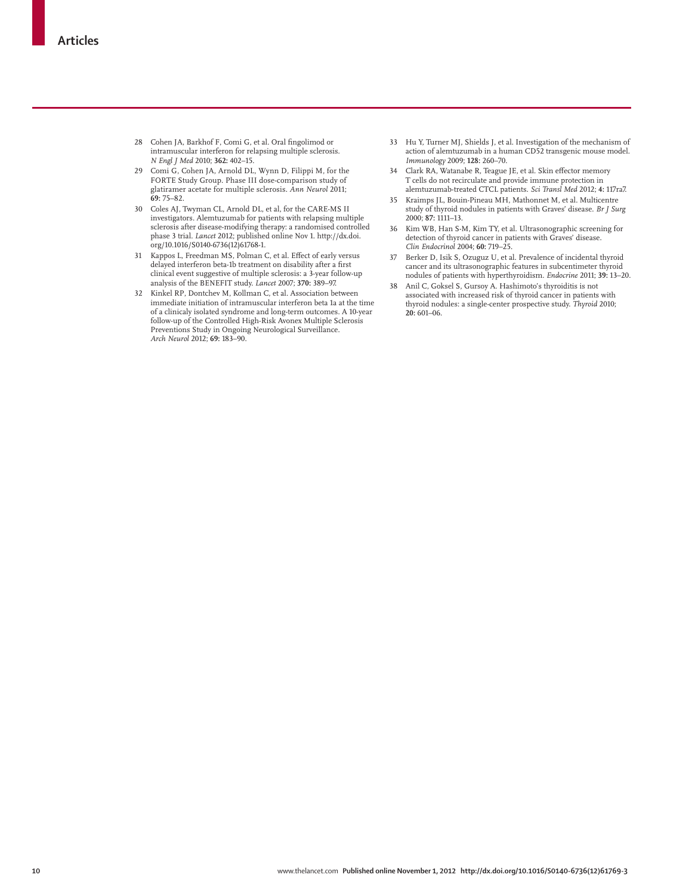28 Cohen JA, Barkhof F, Comi G, et al. Oral fingolimod or intramuscular interferon for relapsing multiple sclerosis. *N Engl J Med* 2010; **362:** 402–15.

29 Comi G, Cohen JA, Arnold DL, Wynn D, Filippi M, for the FORTE Study Group. Phase III dose-comparison study of glatiramer acetate for multiple sclerosis. *Ann Neurol* 2011; **69:** 75–82.

30 Coles AJ, Twyman CL, Arnold DL, et al, for the CARE-MS II investigators. Alemtuzumab for patients with relapsing multiple sclerosis after disease-modifying therapy: a randomised controlled phase 3 trial. *Lancet* 2012; published online Nov 1. http://dx.doi.org/10.1016/S0140-6736(12)61768-1.

31 Kappos L, Freedman MS, Polman C, et al. Effect of early versus delayed interferon beta-1b treatment on disability after a first clinical event suggestive of multiple sclerosis: a 3-year follow-up analysis of the BENEFIT study. *Lancet* 2007; **370:** 389–97.

32 Kinkel RP, Dontchev M, Kollman C, et al. Association between immediate initiation of intramuscular interferon beta 1a at the time of a clinicaly isolated syndrome and long-term outcomes. A 10-year follow-up of the Controlled High-Risk Avonex Multiple Sclerosis Preventions Study in Ongoing Neurological Surveillance. *Arch Neurol* 2012; **69:** 183–90.

33 Hu Y, Turner MJ, Shields J, et al. Investigation of the mechanism of action of alemtuzumab in a human CD52 transgenic mouse model. *Immunology* 2009; **128:** 260–70.

34 Clark RA, Watanabe R, Teague JE, et al. Skin effector memory T cells do not recirculate and provide immune protection in alemtuzumab-treated CTCL patients. *Sci Transl Med* 2012; **4:** 117ra7.

35 Kraimps JL, Bouin-Pineau MH, Mathonnet M, et al. Multicentre study of thyroid nodules in patients with Graves' disease. *Br J Surg* 2000; **87:** 1111–13.

36 Kim WB, Han S-M, Kim TY, et al. Ultrasonographic screening for detection of thyroid cancer in patients with Graves' disease. *Clin Endocrinol* 2004; **60:** 719–25.

37 Berker D, Isik S, Ozuguz U, et al. Prevalence of incidental thyroid cancer and its ultrasonographic features in subcentimeter thyroid nodules of patients with hyperthyroidism. *Endocrine* 2011; **39:** 13–20.

38 Anil C, Goksel S, Gursoy A. Hashimoto's thyroiditis is not associated with increased risk of thyroid cancer in patients with thyroid nodules: a single-center prospective study. *Thyroid* 2010; **20:** 601–06.